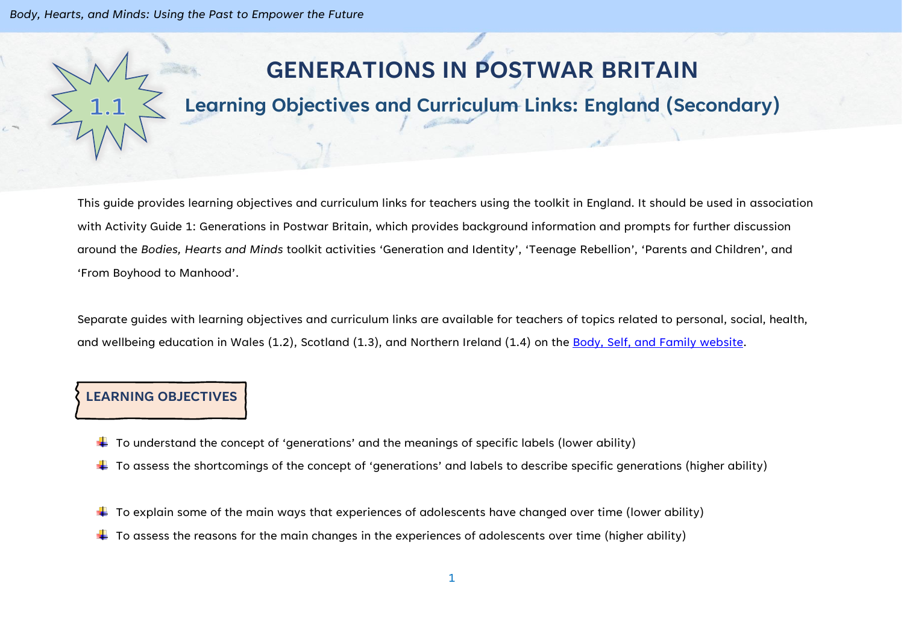# 1.1 GENERATIONS IN POSTWAR BRITAIN

## Learning Objectives and Curriculum Links: England (Secondary)

This guide provides learning objectives and curriculum links for teachers using the toolkit in England. It should be used in association with Activity Guide 1: Generations in Postwar Britain, which provides background information and prompts for further discussion around the *Bodies, Hearts and Minds* toolkit activities 'Generation and Identity', 'Teenage Rebellion', 'Parents and Children', and 'From Boyhood to Manhood'.

Separate guides with learning objectives and curriculum links are available for teachers of topics related to personal, social, health, and wellbeing education in Wales (1.2), Scotland (1.3), and Northern Ireland (1.4) on the Body, Self, and Family website.

### LEARNING OBJECTIVES

- To understand the concept of 'generations' and the meanings of specific labels (lower ability)
- To assess the shortcomings of the concept of 'generations' and labels to describe specific generations (higher ability)

- To explain some of the main ways that experiences of adolescents have changed over time (lower ability)
- To assess the reasons for the main changes in the experiences of adolescents over time (higher ability)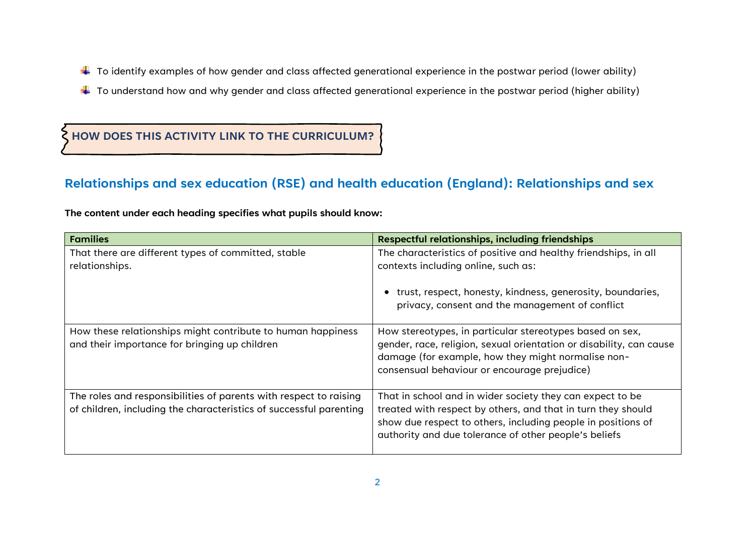- To identify examples of how gender and class affected generational experience in the postwar period (lower ability)
- To understand how and why gender and class affected generational experience in the postwar period (higher ability)

## HOW DOES THIS ACTIVITY LINK TO THE CURRICULUM?

## Relationships and sex education (RSE) and health education (England): Relationships and sex

**The content under each heading specifies what pupils should know:**

| Families | Respectful relationships, including friendships |
| --- | --- |
| That there are different types of committed, stable relationships. | The characteristics of positive and healthy friendships, in all contexts including online, such as: <br>• trust, respect, honesty, kindness, generosity, boundaries, privacy, consent and the management of conflict |
| How these relationships might contribute to human happiness and their importance for bringing up children | How stereotypes, in particular stereotypes based on sex, gender, race, religion, sexual orientation or disability, can cause damage (for example, how they might normalise non-consensual behaviour or encourage prejudice) |
| The roles and responsibilities of parents with respect to raising of children, including the characteristics of successful parenting | That in school and in wider society they can expect to be treated with respect by others, and that in turn they should show due respect to others, including people in positions of authority and due tolerance of other people's beliefs |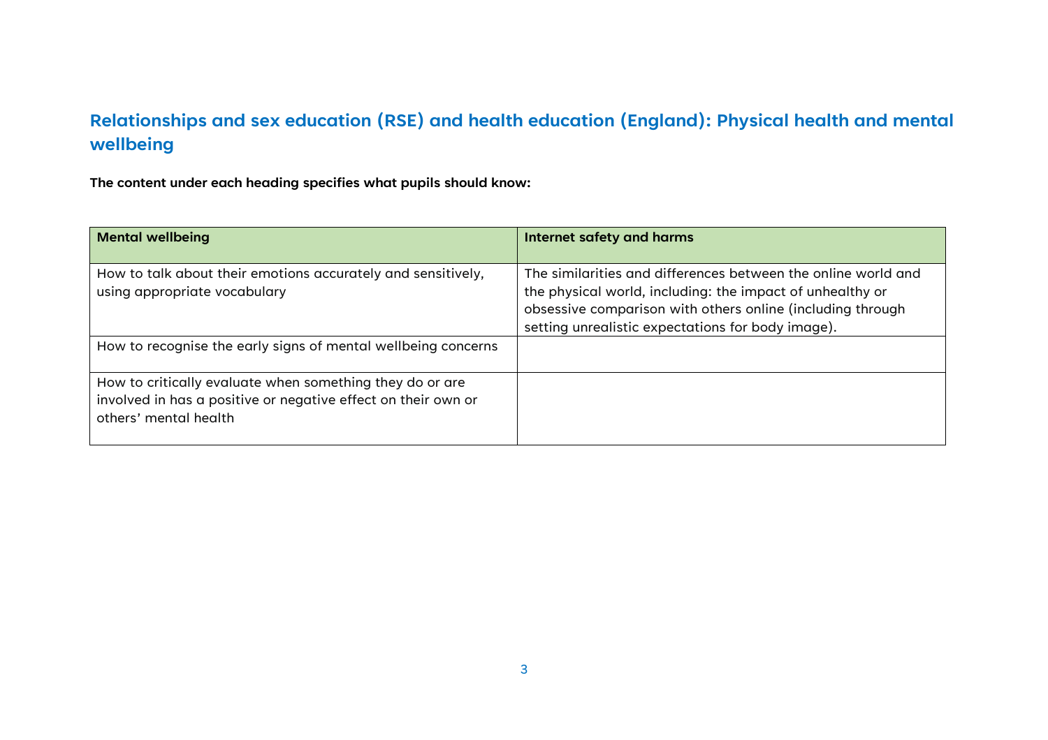## Relationships and sex education (RSE) and health education (England): Physical health and mental wellbeing

**The content under each heading specifies what pupils should know:**

| **Mental wellbeing** | **Internet safety and harms** |
|---|---|
| How to talk about their emotions accurately and sensitively, using appropriate vocabulary | The similarities and differences between the online world and the physical world, including: the impact of unhealthy or obsessive comparison with others online (including through setting unrealistic expectations for body image). |
| How to recognise the early signs of mental wellbeing concerns | |
| How to critically evaluate when something they do or are involved in has a positive or negative effect on their own or others' mental health | |